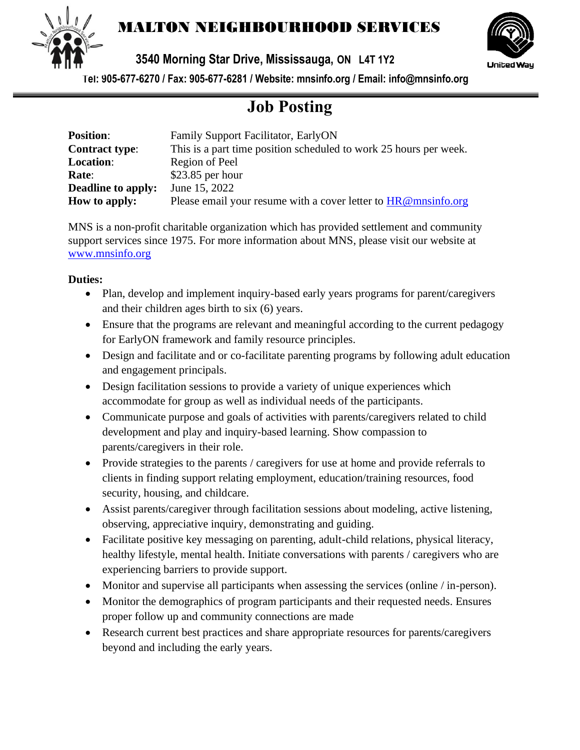# MALTON NEIGHBOURHOOD SERVICES

**3540 Morning Star Drive, Mississauga, ON L4T 1Y2**

**Tel: 905-677-6270 / Fax: 905-677-6281 / Website: mnsinfo.org / Email: info@mnsinfo.org**

# Job Posting

| | |
|---|---|
| **Position**: | Family Support Facilitator, EarlyON |
| **Contract type**: | This is a part time position scheduled to work 25 hours per week. |
| **Location**: | Region of Peel |
| **Rate**: | $23.85 per hour |
| **Deadline to apply:** | June 15, 2022 |
| **How to apply:** | Please email your resume with a cover letter to HR@mnsinfo.org |

MNS is a non-profit charitable organization which has provided settlement and community support services since 1975. For more information about MNS, please visit our website at www.mnsinfo.org

**Duties:**

- Plan, develop and implement inquiry-based early years programs for parent/caregivers and their children ages birth to six (6) years.
- Ensure that the programs are relevant and meaningful according to the current pedagogy for EarlyON framework and family resource principles.
- Design and facilitate and or co-facilitate parenting programs by following adult education and engagement principals.
- Design facilitation sessions to provide a variety of unique experiences which accommodate for group as well as individual needs of the participants.
- Communicate purpose and goals of activities with parents/caregivers related to child development and play and inquiry-based learning. Show compassion to parents/caregivers in their role.
- Provide strategies to the parents / caregivers for use at home and provide referrals to clients in finding support relating employment, education/training resources, food security, housing, and childcare.
- Assist parents/caregiver through facilitation sessions about modeling, active listening, observing, appreciative inquiry, demonstrating and guiding.
- Facilitate positive key messaging on parenting, adult-child relations, physical literacy, healthy lifestyle, mental health. Initiate conversations with parents / caregivers who are experiencing barriers to provide support.
- Monitor and supervise all participants when assessing the services (online / in-person).
- Monitor the demographics of program participants and their requested needs. Ensures proper follow up and community connections are made
- Research current best practices and share appropriate resources for parents/caregivers beyond and including the early years.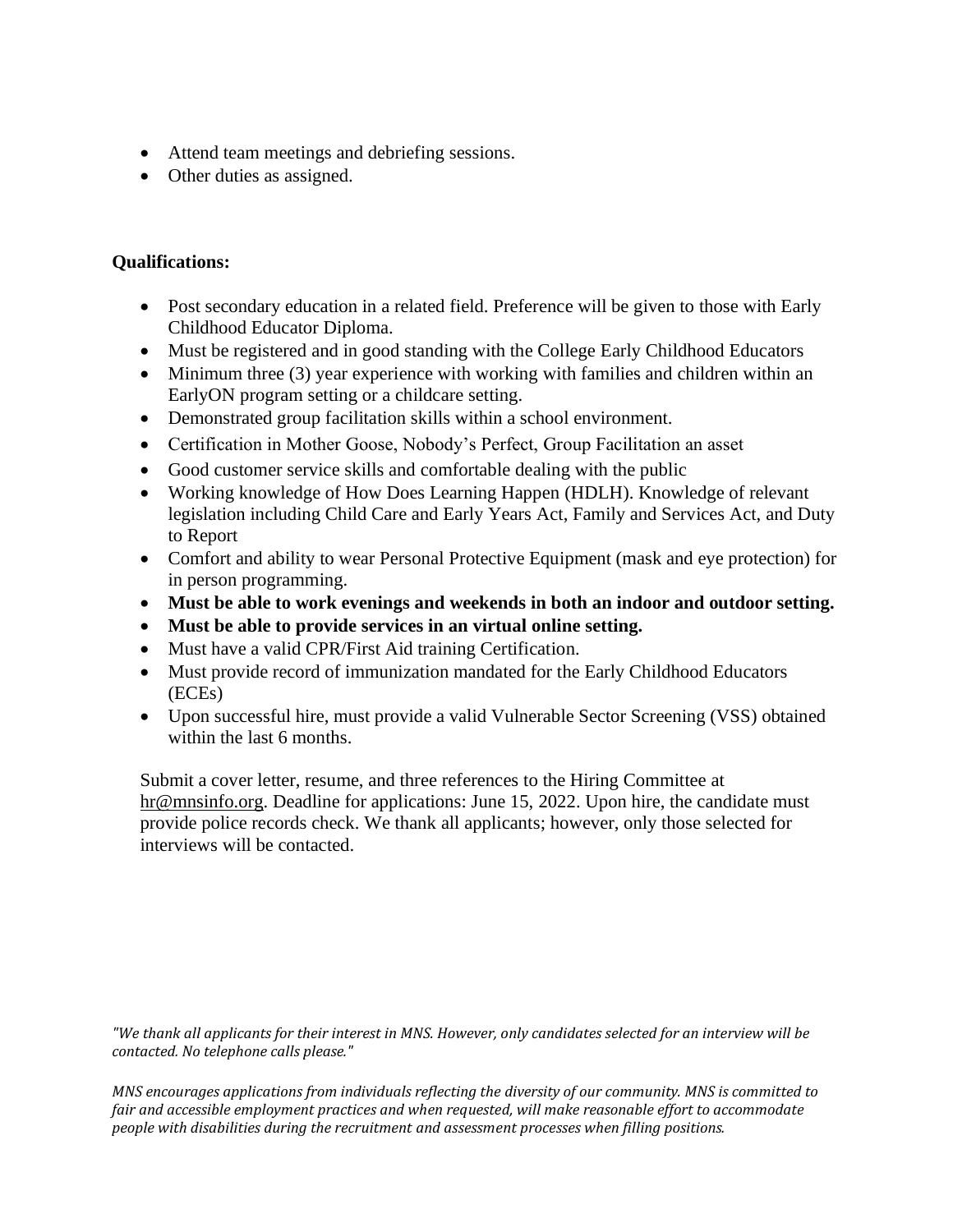- Attend team meetings and debriefing sessions.
- Other duties as assigned.

**Qualifications:**

- Post secondary education in a related field. Preference will be given to those with Early Childhood Educator Diploma.
- Must be registered and in good standing with the College Early Childhood Educators
- Minimum three (3) year experience with working with families and children within an EarlyON program setting or a childcare setting.
- Demonstrated group facilitation skills within a school environment.
- Certification in Mother Goose, Nobody's Perfect, Group Facilitation an asset
- Good customer service skills and comfortable dealing with the public
- Working knowledge of How Does Learning Happen (HDLH). Knowledge of relevant legislation including Child Care and Early Years Act, Family and Services Act, and Duty to Report
- Comfort and ability to wear Personal Protective Equipment (mask and eye protection) for in person programming.
- **Must be able to work evenings and weekends in both an indoor and outdoor setting.**
- **Must be able to provide services in an virtual online setting.**
- Must have a valid CPR/First Aid training Certification.
- Must provide record of immunization mandated for the Early Childhood Educators (ECEs)
- Upon successful hire, must provide a valid Vulnerable Sector Screening (VSS) obtained within the last 6 months.

Submit a cover letter, resume, and three references to the Hiring Committee at hr@mnsinfo.org. Deadline for applications: June 15, 2022. Upon hire, the candidate must provide police records check. We thank all applicants; however, only those selected for interviews will be contacted.

*"We thank all applicants for their interest in MNS. However, only candidates selected for an interview will be contacted. No telephone calls please."*

*MNS encourages applications from individuals reflecting the diversity of our community. MNS is committed to fair and accessible employment practices and when requested, will make reasonable effort to accommodate people with disabilities during the recruitment and assessment processes when filling positions.*